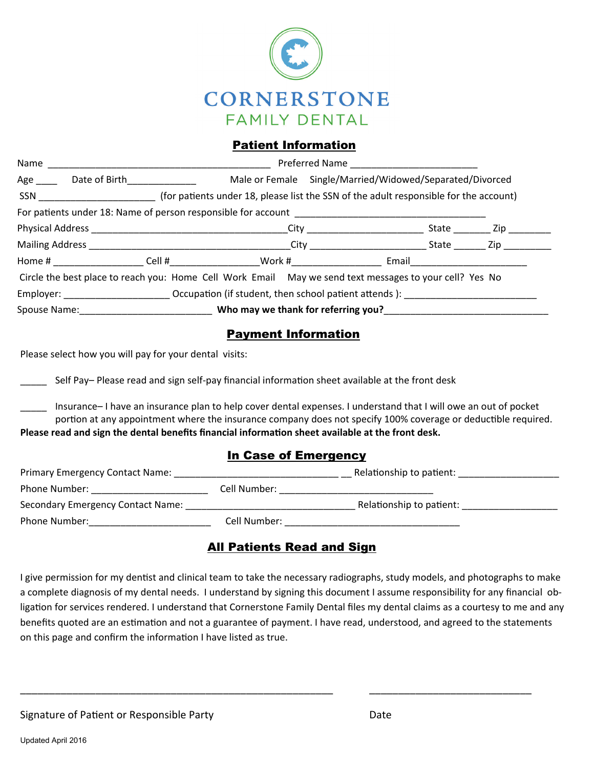# CORNERSTONE
## FAMILY DENTAL

## Patient Information

Name ________________________________________ Preferred Name ______________________

Age ____ Date of Birth____________ Male or Female Single/Married/Widowed/Separated/Divorced

SSN _____________________ (for patients under 18, please list the SSN of the adult responsible for the account)

For patients under 18: Name of person responsible for account __________________________________

Physical Address ___________________________________City _____________________ State _______ Zip ________

Mailing Address ____________________________________City _____________________ State ______ Zip _________

Home # ________________ Cell #________________Work #________________ Email_____________________

Circle the best place to reach you: Home Cell Work Email May we send text messages to your cell? Yes No

Employer: ___________________ Occupation (if student, then school patient attends ): _______________________

Spouse Name:________________________ **Who may we thank for referring you?**_____________________________

## Payment Information

Please select how you will pay for your dental visits:

_____ Self Pay– Please read and sign self-pay financial information sheet available at the front desk

_____ Insurance– I have an insurance plan to help cover dental expenses. I understand that I will owe an out of pocket portion at any appointment where the insurance company does not specify 100% coverage or deductible required.

**Please read and sign the dental benefits financial information sheet available at the front desk.**

## In Case of Emergency

Primary Emergency Contact Name: ______________________________ __ Relationship to patient: __________________

Phone Number: _____________________ Cell Number: ____________________________

Secondary Emergency Contact Name: ______________________________ Relationship to patient: _________________

Phone Number:______________________ Cell Number: ________________________________

## All Patients Read and Sign

I give permission for my dentist and clinical team to take the necessary radiographs, study models, and photographs to make a complete diagnosis of my dental needs. I understand by signing this document I assume responsibility for any financial obligation for services rendered. I understand that Cornerstone Family Dental files my dental claims as a courtesy to me and any benefits quoted are an estimation and not a guarantee of payment. I have read, understood, and agreed to the statements on this page and confirm the information I have listed as true.

_________________________________________________________ ______________________________

Signature of Patient or Responsible Party Date

Updated April 2016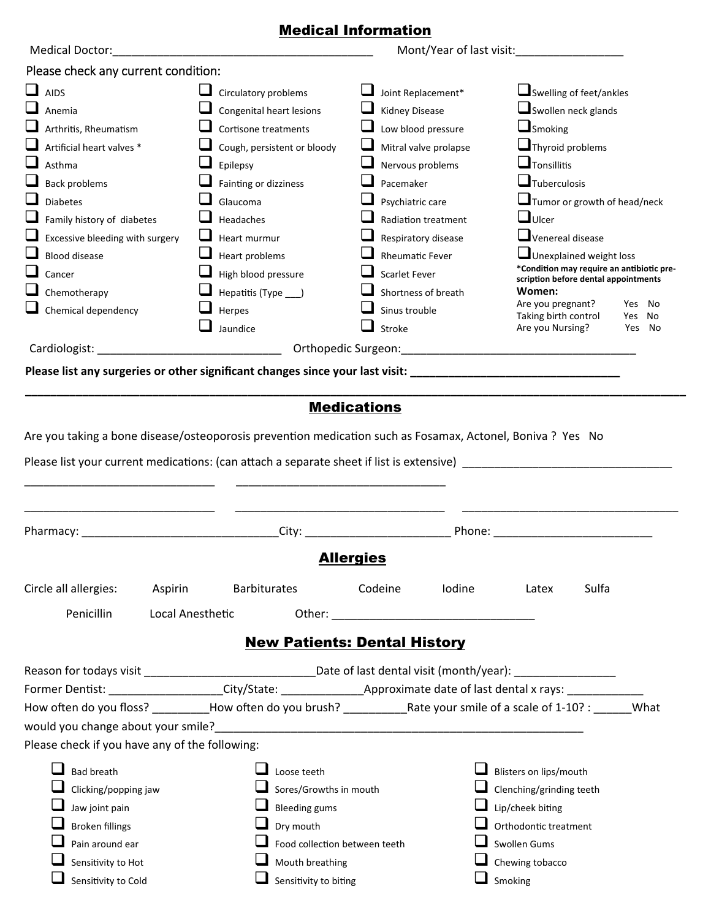## Medical Information

Medical Doctor:________________________________________ Mont/Year of last visit:________________

Please check any current condition:

- ☐ AIDS
- ☐ Anemia
- ☐ Arthritis, Rheumatism
- ☐ Artificial heart valves *
- ☐ Asthma
- ☐ Back problems
- ☐ Diabetes
- ☐ Family history of diabetes
- ☐ Excessive bleeding with surgery
- ☐ Blood disease
- ☐ Cancer
- ☐ Chemotherapy
- ☐ Chemical dependency
- ☐ Circulatory problems
- ☐ Congenital heart lesions
- ☐ Cortisone treatments
- ☐ Cough, persistent or bloody
- ☐ Epilepsy
- ☐ Fainting or dizziness
- ☐ Glaucoma
- ☐ Headaches
- ☐ Heart murmur
- ☐ Heart problems
- ☐ High blood pressure
- ☐ Hepatitis (Type ___)
- ☐ Herpes
- ☐ Jaundice
- ☐ Joint Replacement*
- ☐ Kidney Disease
- ☐ Low blood pressure
- ☐ Mitral valve prolapse
- ☐ Nervous problems
- ☐ Pacemaker
- ☐ Psychiatric care
- ☐ Radiation treatment
- ☐ Respiratory disease
- ☐ Rheumatic Fever
- ☐ Scarlet Fever
- ☐ Shortness of breath
- ☐ Sinus trouble
- ☐ Stroke
- ☐ Swelling of feet/ankles
- ☐ Swollen neck glands
- ☐ Smoking
- ☐ Thyroid problems
- ☐ Tonsillitis
- ☐ Tuberculosis
- ☐ Tumor or growth of head/neck
- ☐ Ulcer
- ☐ Venereal disease
- ☐ Unexplained weight loss

***Condition may require an antibiotic prescription before dental appointments**

**Women:**

Are you pregnant? Yes No
Taking birth control Yes No
Are you Nursing? Yes No

Cardiologist: ____________________________ Orthopedic Surgeon:_____________________________________

**Please list any surgeries or other significant changes since your last visit: ________________________________**

________________________________________________________________________________________________

## Medications

Are you taking a bone disease/osteoporosis prevention medication such as Fosamax, Actonel, Boniva ? Yes No

Please list your current medications: (can attach a separate sheet if list is extensive) ________________________________

_____________________________ ________________________________

_____________________________ ________________________________ ________________________________

Pharmacy: ______________________________City: ______________________ Phone: ________________________

## Allergies

Circle all allergies: Aspirin Barbiturates Codeine Iodine Latex Sulfa

Penicillin Local Anesthetic Other: ______________________________

## New Patients: Dental History

Reason for todays visit ___________________________Date of last dental visit (month/year): _______________

Former Dentist: _________________City/State: _____________Approximate date of last dental x rays: ___________

How often do you floss? _________How often do you brush? __________Rate your smile of a scale of 1-10? : ______What would you change about your smile?___________________________________________________________

Please check if you have any of the following:

- ☐ Bad breath
- ☐ Clicking/popping jaw
- ☐ Jaw joint pain
- ☐ Broken fillings
- ☐ Pain around ear
- ☐ Sensitivity to Hot
- ☐ Sensitivity to Cold
- ☐ Loose teeth
- ☐ Sores/Growths in mouth
- ☐ Bleeding gums
- ☐ Dry mouth
- ☐ Food collection between teeth
- ☐ Mouth breathing
- ☐ Sensitivity to biting
- ☐ Blisters on lips/mouth
- ☐ Clenching/grinding teeth
- ☐ Lip/cheek biting
- ☐ Orthodontic treatment
- ☐ Swollen Gums
- ☐ Chewing tobacco
- ☐ Smoking